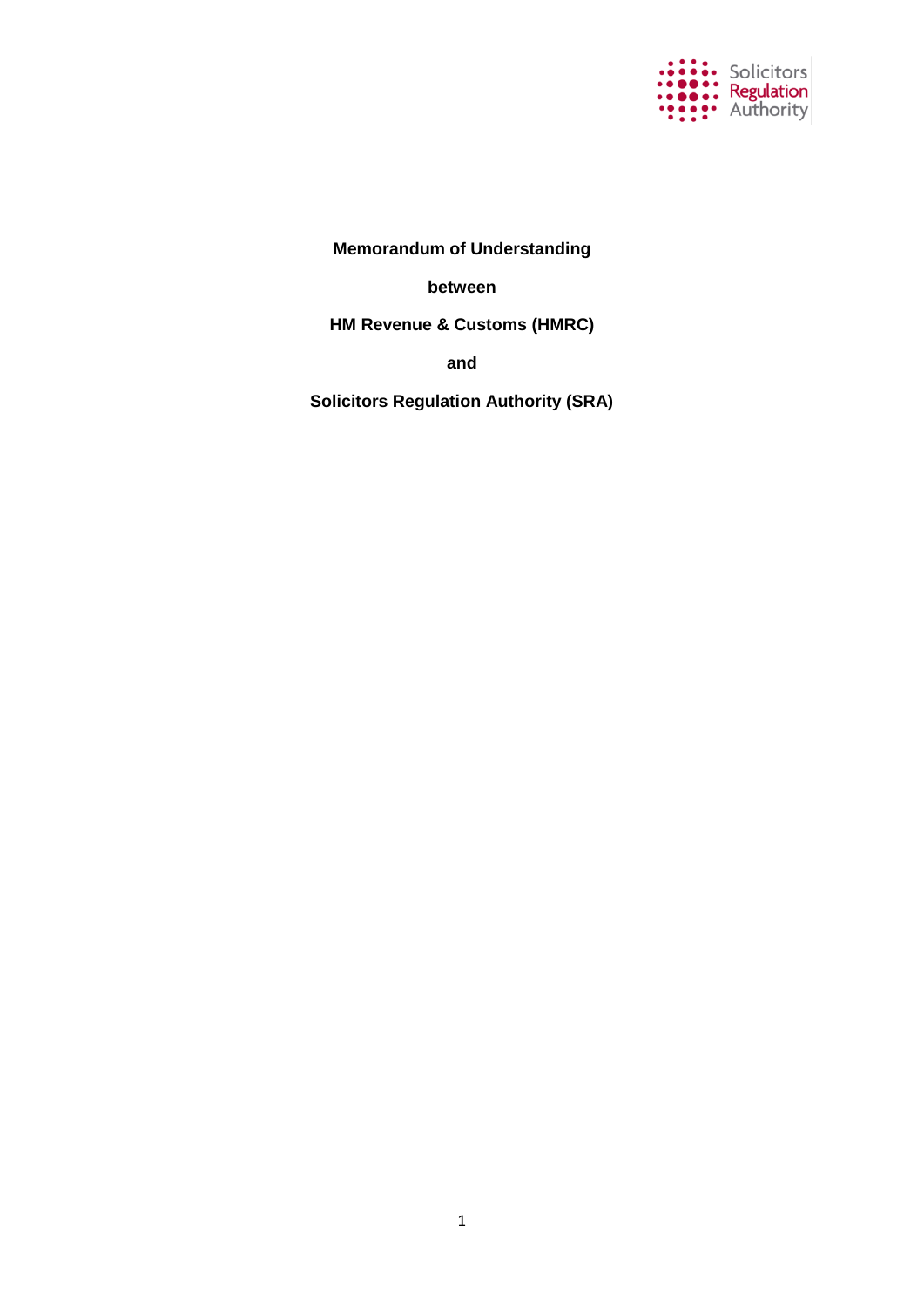**Memorandum of Understanding**

**between**

**HM Revenue & Customs (HMRC)**

**and**

**Solicitors Regulation Authority (SRA)**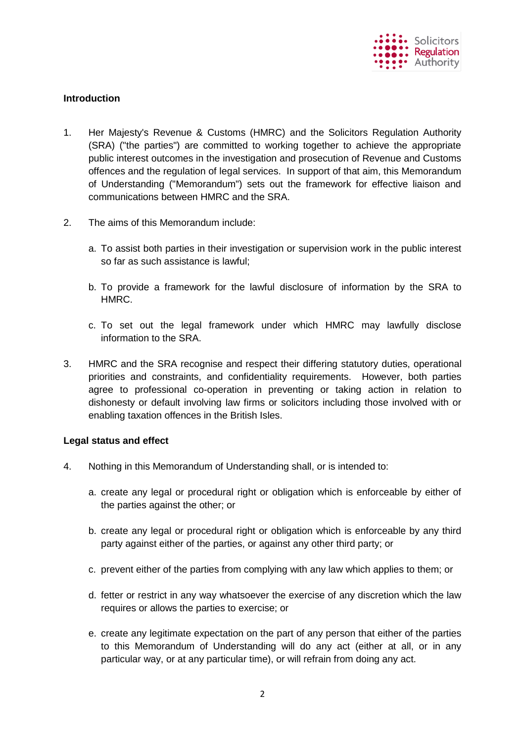## Introduction

1. Her Majesty's Revenue & Customs (HMRC) and the Solicitors Regulation Authority (SRA) ("the parties") are committed to working together to achieve the appropriate public interest outcomes in the investigation and prosecution of Revenue and Customs offences and the regulation of legal services. In support of that aim, this Memorandum of Understanding ("Memorandum") sets out the framework for effective liaison and communications between HMRC and the SRA.

2. The aims of this Memorandum include:

   a. To assist both parties in their investigation or supervision work in the public interest so far as such assistance is lawful;

   b. To provide a framework for the lawful disclosure of information by the SRA to HMRC.

   c. To set out the legal framework under which HMRC may lawfully disclose information to the SRA.

3. HMRC and the SRA recognise and respect their differing statutory duties, operational priorities and constraints, and confidentiality requirements. However, both parties agree to professional co-operation in preventing or taking action in relation to dishonesty or default involving law firms or solicitors including those involved with or enabling taxation offences in the British Isles.

## Legal status and effect

4. Nothing in this Memorandum of Understanding shall, or is intended to:

   a. create any legal or procedural right or obligation which is enforceable by either of the parties against the other; or

   b. create any legal or procedural right or obligation which is enforceable by any third party against either of the parties, or against any other third party; or

   c. prevent either of the parties from complying with any law which applies to them; or

   d. fetter or restrict in any way whatsoever the exercise of any discretion which the law requires or allows the parties to exercise; or

   e. create any legitimate expectation on the part of any person that either of the parties to this Memorandum of Understanding will do any act (either at all, or in any particular way, or at any particular time), or will refrain from doing any act.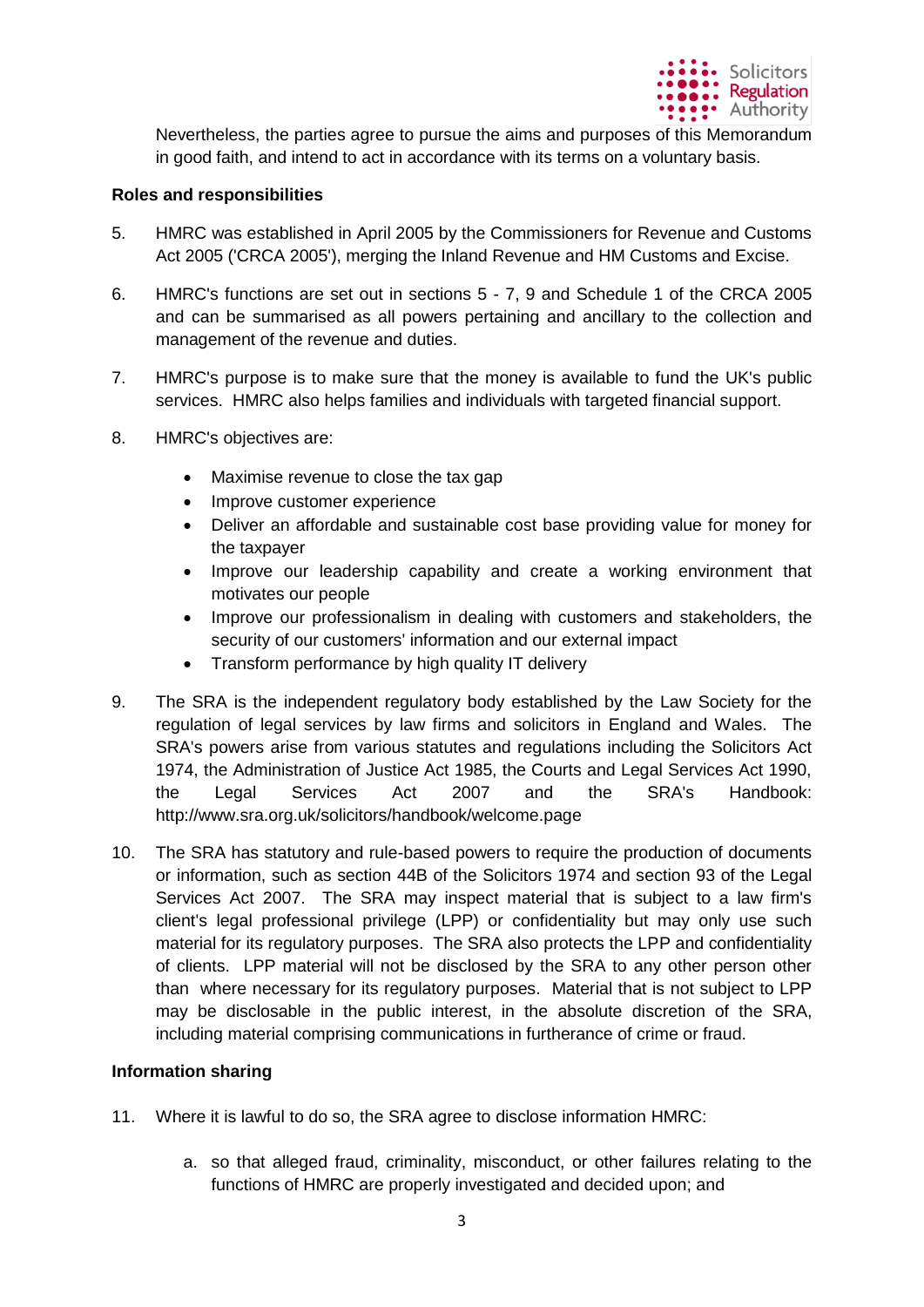Nevertheless, the parties agree to pursue the aims and purposes of this Memorandum in good faith, and intend to act in accordance with its terms on a voluntary basis.

**Roles and responsibilities**

5. HMRC was established in April 2005 by the Commissioners for Revenue and Customs Act 2005 ('CRCA 2005'), merging the Inland Revenue and HM Customs and Excise.

6. HMRC's functions are set out in sections 5 - 7, 9 and Schedule 1 of the CRCA 2005 and can be summarised as all powers pertaining and ancillary to the collection and management of the revenue and duties.

7. HMRC's purpose is to make sure that the money is available to fund the UK's public services. HMRC also helps families and individuals with targeted financial support.

8. HMRC's objectives are:

   - Maximise revenue to close the tax gap
   - Improve customer experience
   - Deliver an affordable and sustainable cost base providing value for money for the taxpayer
   - Improve our leadership capability and create a working environment that motivates our people
   - Improve our professionalism in dealing with customers and stakeholders, the security of our customers' information and our external impact
   - Transform performance by high quality IT delivery

9. The SRA is the independent regulatory body established by the Law Society for the regulation of legal services by law firms and solicitors in England and Wales. The SRA's powers arise from various statutes and regulations including the Solicitors Act 1974, the Administration of Justice Act 1985, the Courts and Legal Services Act 1990, the Legal Services Act 2007 and the SRA's Handbook: http://www.sra.org.uk/solicitors/handbook/welcome.page

10. The SRA has statutory and rule-based powers to require the production of documents or information, such as section 44B of the Solicitors 1974 and section 93 of the Legal Services Act 2007. The SRA may inspect material that is subject to a law firm's client's legal professional privilege (LPP) or confidentiality but may only use such material for its regulatory purposes. The SRA also protects the LPP and confidentiality of clients. LPP material will not be disclosed by the SRA to any other person other than where necessary for its regulatory purposes. Material that is not subject to LPP may be disclosable in the public interest, in the absolute discretion of the SRA, including material comprising communications in furtherance of crime or fraud.

**Information sharing**

11. Where it is lawful to do so, the SRA agree to disclose information HMRC:

    a. so that alleged fraud, criminality, misconduct, or other failures relating to the functions of HMRC are properly investigated and decided upon; and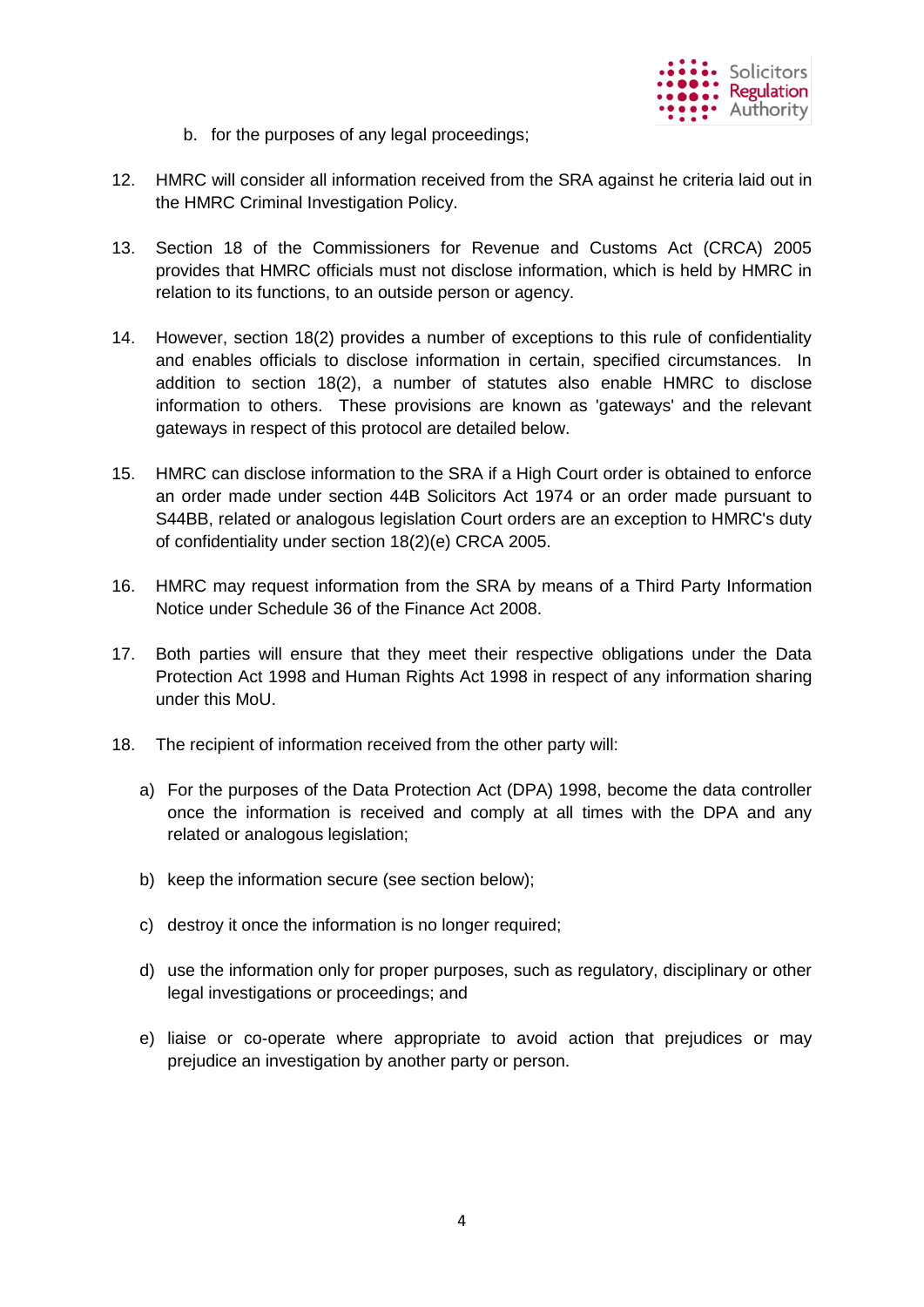b. for the purposes of any legal proceedings;

12. HMRC will consider all information received from the SRA against he criteria laid out in the HMRC Criminal Investigation Policy.

13. Section 18 of the Commissioners for Revenue and Customs Act (CRCA) 2005 provides that HMRC officials must not disclose information, which is held by HMRC in relation to its functions, to an outside person or agency.

14. However, section 18(2) provides a number of exceptions to this rule of confidentiality and enables officials to disclose information in certain, specified circumstances. In addition to section 18(2), a number of statutes also enable HMRC to disclose information to others. These provisions are known as 'gateways' and the relevant gateways in respect of this protocol are detailed below.

15. HMRC can disclose information to the SRA if a High Court order is obtained to enforce an order made under section 44B Solicitors Act 1974 or an order made pursuant to S44BB, related or analogous legislation Court orders are an exception to HMRC's duty of confidentiality under section 18(2)(e) CRCA 2005.

16. HMRC may request information from the SRA by means of a Third Party Information Notice under Schedule 36 of the Finance Act 2008.

17. Both parties will ensure that they meet their respective obligations under the Data Protection Act 1998 and Human Rights Act 1998 in respect of any information sharing under this MoU.

18. The recipient of information received from the other party will:

    a) For the purposes of the Data Protection Act (DPA) 1998, become the data controller once the information is received and comply at all times with the DPA and any related or analogous legislation;

    b) keep the information secure (see section below);

    c) destroy it once the information is no longer required;

    d) use the information only for proper purposes, such as regulatory, disciplinary or other legal investigations or proceedings; and

    e) liaise or co-operate where appropriate to avoid action that prejudices or may prejudice an investigation by another party or person.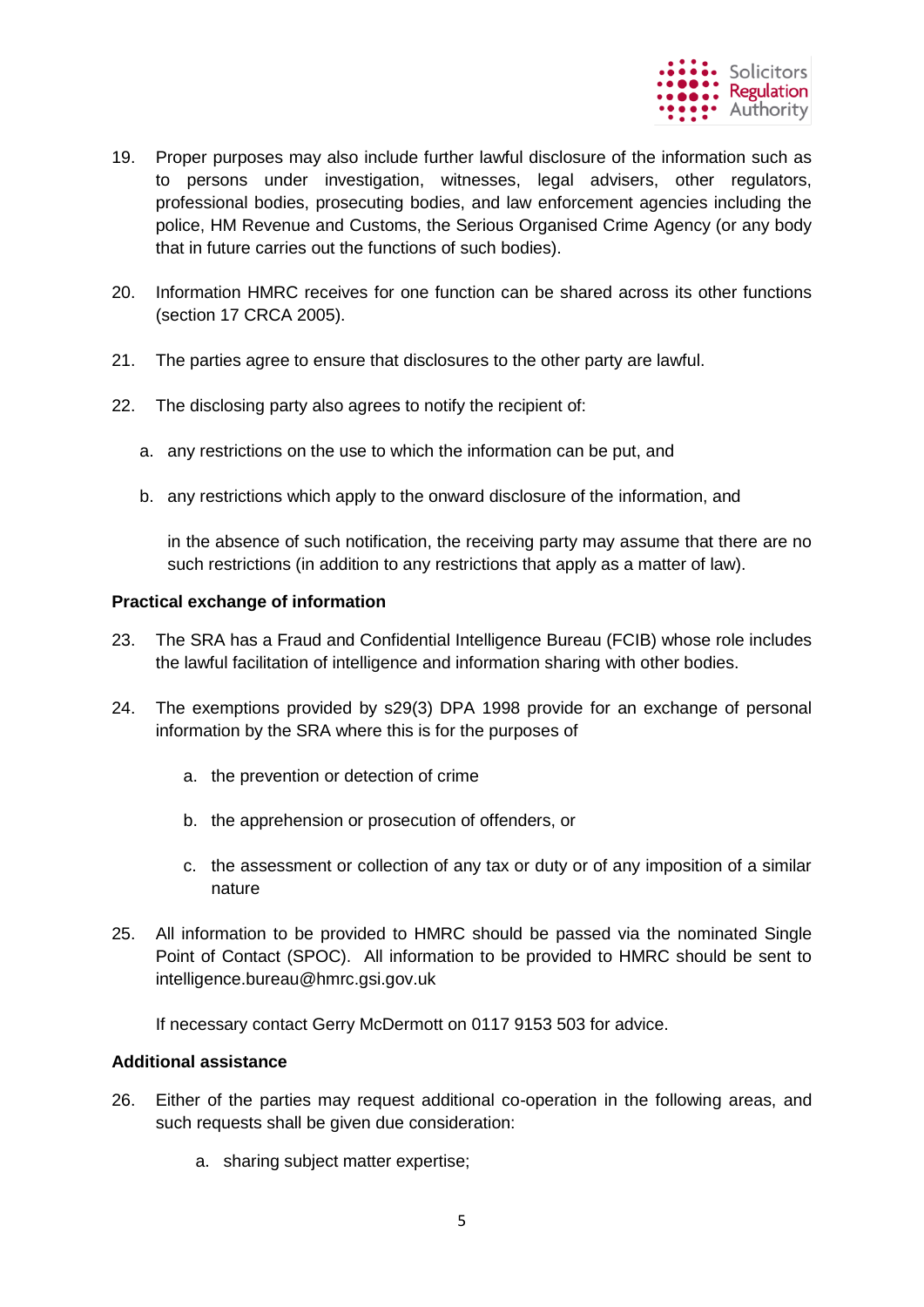19. Proper purposes may also include further lawful disclosure of the information such as to persons under investigation, witnesses, legal advisers, other regulators, professional bodies, prosecuting bodies, and law enforcement agencies including the police, HM Revenue and Customs, the Serious Organised Crime Agency (or any body that in future carries out the functions of such bodies).

20. Information HMRC receives for one function can be shared across its other functions (section 17 CRCA 2005).

21. The parties agree to ensure that disclosures to the other party are lawful.

22. The disclosing party also agrees to notify the recipient of:

    a. any restrictions on the use to which the information can be put, and

    b. any restrictions which apply to the onward disclosure of the information, and

    in the absence of such notification, the receiving party may assume that there are no such restrictions (in addition to any restrictions that apply as a matter of law).

**Practical exchange of information**

23. The SRA has a Fraud and Confidential Intelligence Bureau (FCIB) whose role includes the lawful facilitation of intelligence and information sharing with other bodies.

24. The exemptions provided by s29(3) DPA 1998 provide for an exchange of personal information by the SRA where this is for the purposes of

    a. the prevention or detection of crime

    b. the apprehension or prosecution of offenders, or

    c. the assessment or collection of any tax or duty or of any imposition of a similar nature

25. All information to be provided to HMRC should be passed via the nominated Single Point of Contact (SPOC). All information to be provided to HMRC should be sent to intelligence.bureau@hmrc.gsi.gov.uk

    If necessary contact Gerry McDermott on 0117 9153 503 for advice.

**Additional assistance**

26. Either of the parties may request additional co-operation in the following areas, and such requests shall be given due consideration:

    a. sharing subject matter expertise;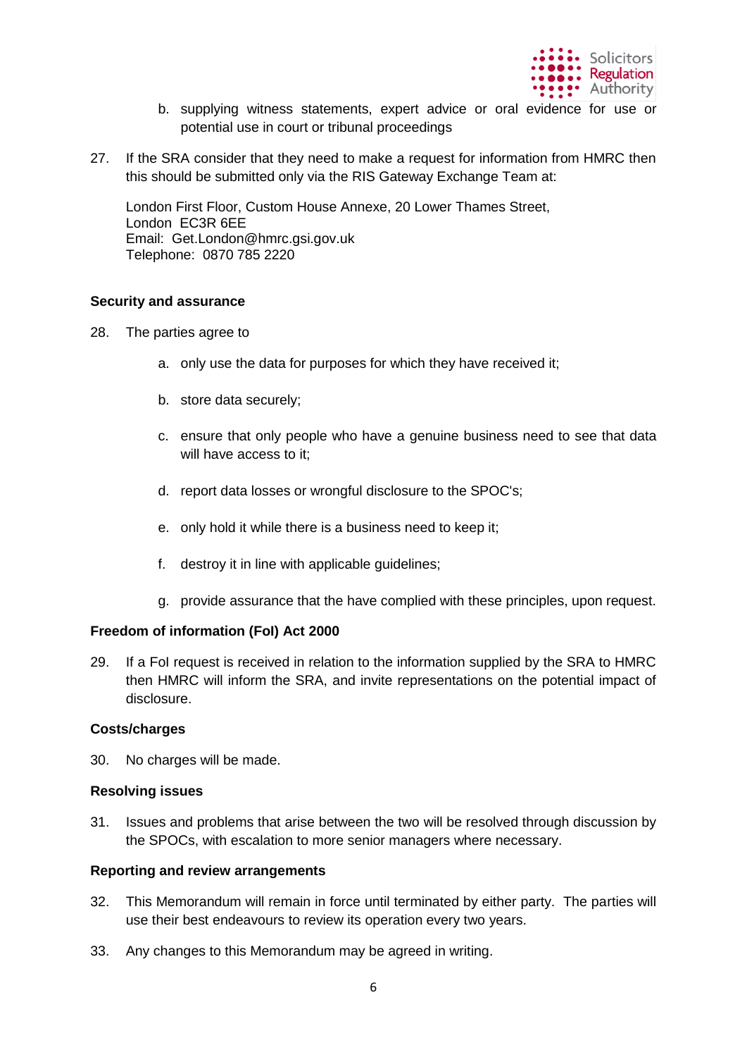b. supplying witness statements, expert advice or oral evidence for use or potential use in court or tribunal proceedings

27. If the SRA consider that they need to make a request for information from HMRC then this should be submitted only via the RIS Gateway Exchange Team at:

 London First Floor, Custom House Annexe, 20 Lower Thames Street,
 London EC3R 6EE
 Email: Get.London@hmrc.gsi.gov.uk
 Telephone: 0870 785 2220

**Security and assurance**

28. The parties agree to

 a. only use the data for purposes for which they have received it;

 b. store data securely;

 c. ensure that only people who have a genuine business need to see that data will have access to it;

 d. report data losses or wrongful disclosure to the SPOC's;

 e. only hold it while there is a business need to keep it;

 f. destroy it in line with applicable guidelines;

 g. provide assurance that the have complied with these principles, upon request.

**Freedom of information (FoI) Act 2000**

29. If a FoI request is received in relation to the information supplied by the SRA to HMRC then HMRC will inform the SRA, and invite representations on the potential impact of disclosure.

**Costs/charges**

30. No charges will be made.

**Resolving issues**

31. Issues and problems that arise between the two will be resolved through discussion by the SPOCs, with escalation to more senior managers where necessary.

**Reporting and review arrangements**

32. This Memorandum will remain in force until terminated by either party. The parties will use their best endeavours to review its operation every two years.

33. Any changes to this Memorandum may be agreed in writing.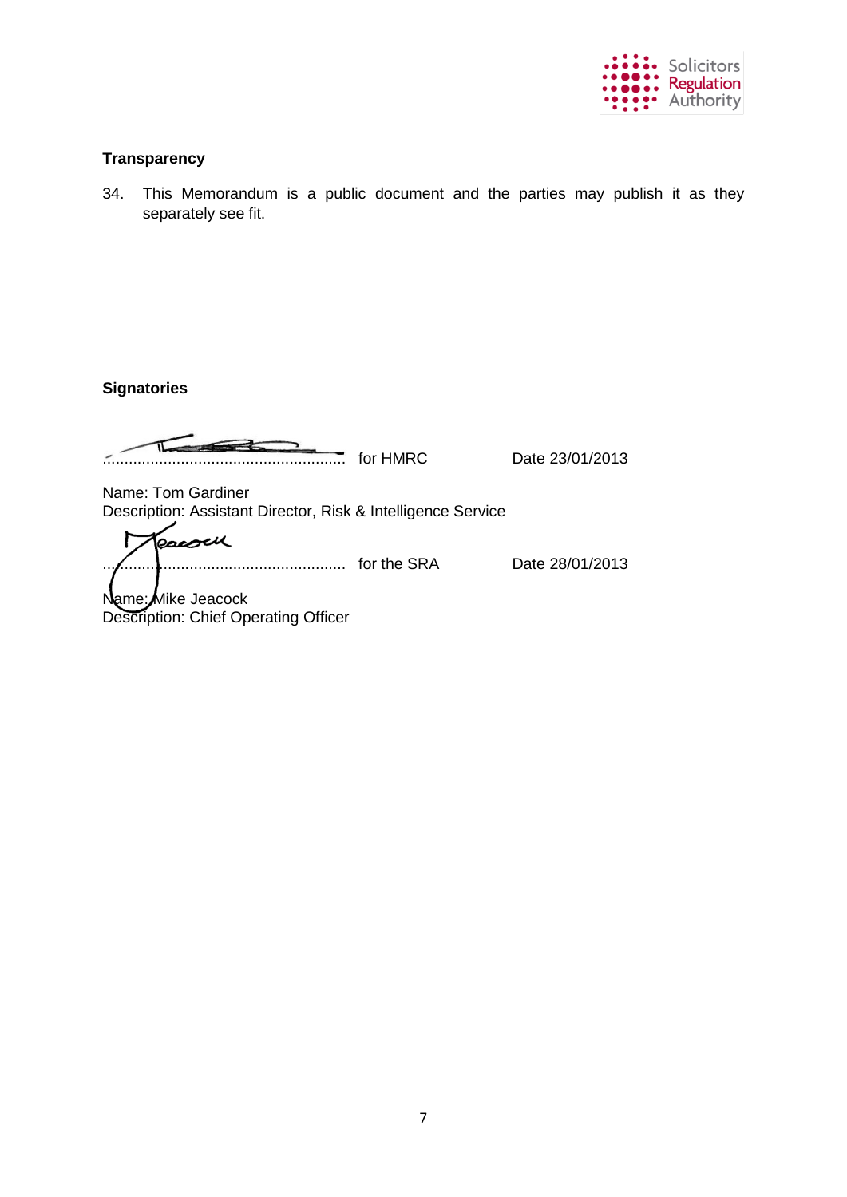**Transparency**

34. This Memorandum is a public document and the parties may publish it as they separately see fit.

**Signatories**

........................................................ for HMRC Date 23/01/2013

Name: Tom Gardiner
Description: Assistant Director, Risk & Intelligence Service

........................................................ for the SRA Date 28/01/2013

Name: Mike Jeacock
Description: Chief Operating Officer